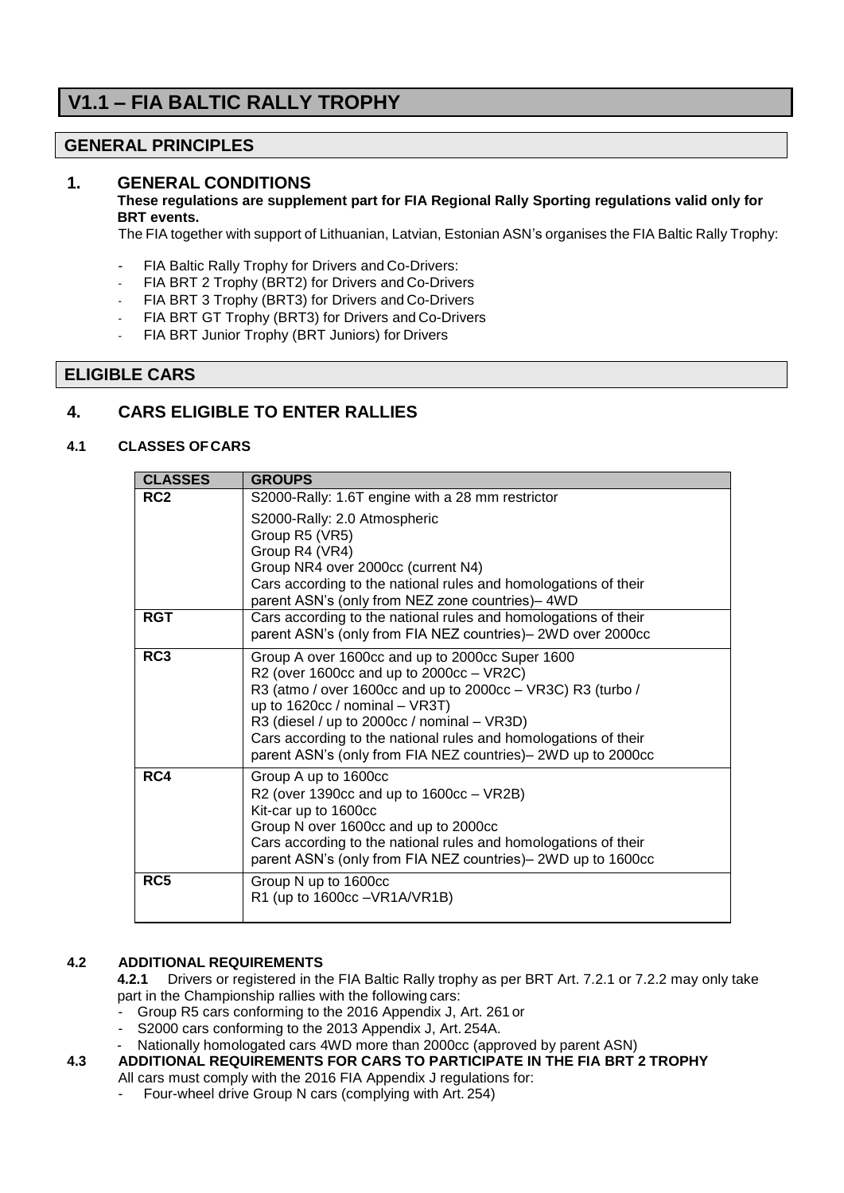# V1.1 – FIA BALTIC RALLY TROPHY

## GENERAL PRINCIPLES

### 1. GENERAL CONDITIONS

**These regulations are supplement part for FIA Regional Rally Sporting regulations valid only for BRT events.**

The FIA together with support of Lithuanian, Latvian, Estonian ASN's organises the FIA Baltic Rally Trophy:

- FIA Baltic Rally Trophy for Drivers and Co-Drivers:
- FIA BRT 2 Trophy (BRT2) for Drivers and Co-Drivers
- FIA BRT 3 Trophy (BRT3) for Drivers and Co-Drivers
- FIA BRT GT Trophy (BRT3) for Drivers and Co-Drivers
- FIA BRT Junior Trophy (BRT Juniors) for Drivers

## ELIGIBLE CARS

### 4. CARS ELIGIBLE TO ENTER RALLIES

#### 4.1 CLASSES OF CARS

| CLASSES | GROUPS |
|---|---|
| **RC2** | S2000-Rally: 1.6T engine with a 28 mm restrictor<br>S2000-Rally: 2.0 Atmospheric<br>Group R5 (VR5)<br>Group R4 (VR4)<br>Group NR4 over 2000cc (current N4)<br>Cars according to the national rules and homologations of their parent ASN's (only from NEZ zone countries)– 4WD |
| **RGT** | Cars according to the national rules and homologations of their parent ASN's (only from FIA NEZ countries)– 2WD over 2000cc |
| **RC3** | Group A over 1600cc and up to 2000cc Super 1600<br>R2 (over 1600cc and up to 2000cc – VR2C)<br>R3 (atmo / over 1600cc and up to 2000cc – VR3C) R3 (turbo / up to 1620cc / nominal – VR3T)<br>R3 (diesel / up to 2000cc / nominal – VR3D)<br>Cars according to the national rules and homologations of their parent ASN's (only from FIA NEZ countries)– 2WD up to 2000cc |
| **RC4** | Group A up to 1600cc<br>R2 (over 1390cc and up to 1600cc – VR2B)<br>Kit-car up to 1600cc<br>Group N over 1600cc and up to 2000cc<br>Cars according to the national rules and homologations of their parent ASN's (only from FIA NEZ countries)– 2WD up to 1600cc |
| **RC5** | Group N up to 1600cc<br>R1 (up to 1600cc –VR1A/VR1B) |

#### 4.2 ADDITIONAL REQUIREMENTS

**4.2.1** Drivers or registered in the FIA Baltic Rally trophy as per BRT Art. 7.2.1 or 7.2.2 may only take part in the Championship rallies with the following cars:

- Group R5 cars conforming to the 2016 Appendix J, Art. 261 or
- S2000 cars conforming to the 2013 Appendix J, Art. 254A.
- Nationally homologated cars 4WD more than 2000cc (approved by parent ASN)

#### 4.3 ADDITIONAL REQUIREMENTS FOR CARS TO PARTICIPATE IN THE FIA BRT 2 TROPHY

All cars must comply with the 2016 FIA Appendix J regulations for:

- Four-wheel drive Group N cars (complying with Art. 254)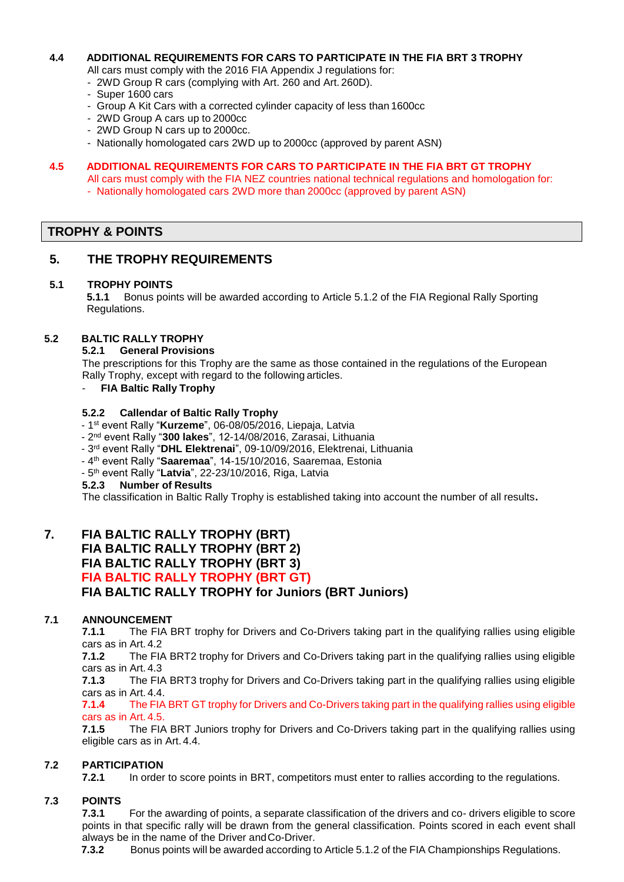### 4.4 ADDITIONAL REQUIREMENTS FOR CARS TO PARTICIPATE IN THE FIA BRT 3 TROPHY

All cars must comply with the 2016 FIA Appendix J regulations for:

- 2WD Group R cars (complying with Art. 260 and Art. 260D).
- Super 1600 cars
- Group A Kit Cars with a corrected cylinder capacity of less than 1600cc
- 2WD Group A cars up to 2000cc
- 2WD Group N cars up to 2000cc.
- Nationally homologated cars 2WD up to 2000cc (approved by parent ASN)

### 4.5 ADDITIONAL REQUIREMENTS FOR CARS TO PARTICIPATE IN THE FIA BRT GT TROPHY

All cars must comply with the FIA NEZ countries national technical regulations and homologation for:

- Nationally homologated cars 2WD more than 2000cc (approved by parent ASN)

## TROPHY & POINTS

## 5. THE TROPHY REQUIREMENTS

### 5.1 TROPHY POINTS

**5.1.1** Bonus points will be awarded according to Article 5.1.2 of the FIA Regional Rally Sporting Regulations.

### 5.2 BALTIC RALLY TROPHY

**5.2.1 General Provisions**

The prescriptions for this Trophy are the same as those contained in the regulations of the European Rally Trophy, except with regard to the following articles.

- **FIA Baltic Rally Trophy**

**5.2.2 Callendar of Baltic Rally Trophy**

- 1st event Rally "**Kurzeme**", 06-08/05/2016, Liepaja, Latvia
- 2nd event Rally "**300 lakes**", 12-14/08/2016, Zarasai, Lithuania
- 3rd event Rally "**DHL Elektrenai**", 09-10/09/2016, Elektrenai, Lithuania
- 4th event Rally "**Saaremaa**", 14-15/10/2016, Saaremaa, Estonia
- 5th event Rally "**Latvia**", 22-23/10/2016, Riga, Latvia

**5.2.3 Number of Results**

The classification in Baltic Rally Trophy is established taking into account the number of all results.

## 7. FIA BALTIC RALLY TROPHY (BRT)
## FIA BALTIC RALLY TROPHY (BRT 2)
## FIA BALTIC RALLY TROPHY (BRT 3)
## FIA BALTIC RALLY TROPHY (BRT GT)
## FIA BALTIC RALLY TROPHY for Juniors (BRT Juniors)

### 7.1 ANNOUNCEMENT

**7.1.1** The FIA BRT trophy for Drivers and Co-Drivers taking part in the qualifying rallies using eligible cars as in Art. 4.2

**7.1.2** The FIA BRT2 trophy for Drivers and Co-Drivers taking part in the qualifying rallies using eligible cars as in Art. 4.3

**7.1.3** The FIA BRT3 trophy for Drivers and Co-Drivers taking part in the qualifying rallies using eligible cars as in Art. 4.4.

**7.1.4** The FIA BRT GT trophy for Drivers and Co-Drivers taking part in the qualifying rallies using eligible cars as in Art. 4.5.

**7.1.5** The FIA BRT Juniors trophy for Drivers and Co-Drivers taking part in the qualifying rallies using eligible cars as in Art. 4.4.

### 7.2 PARTICIPATION

**7.2.1** In order to score points in BRT, competitors must enter to rallies according to the regulations.

### 7.3 POINTS

**7.3.1** For the awarding of points, a separate classification of the drivers and co- drivers eligible to score points in that specific rally will be drawn from the general classification. Points scored in each event shall always be in the name of the Driver and Co-Driver.

**7.3.2** Bonus points will be awarded according to Article 5.1.2 of the FIA Championships Regulations.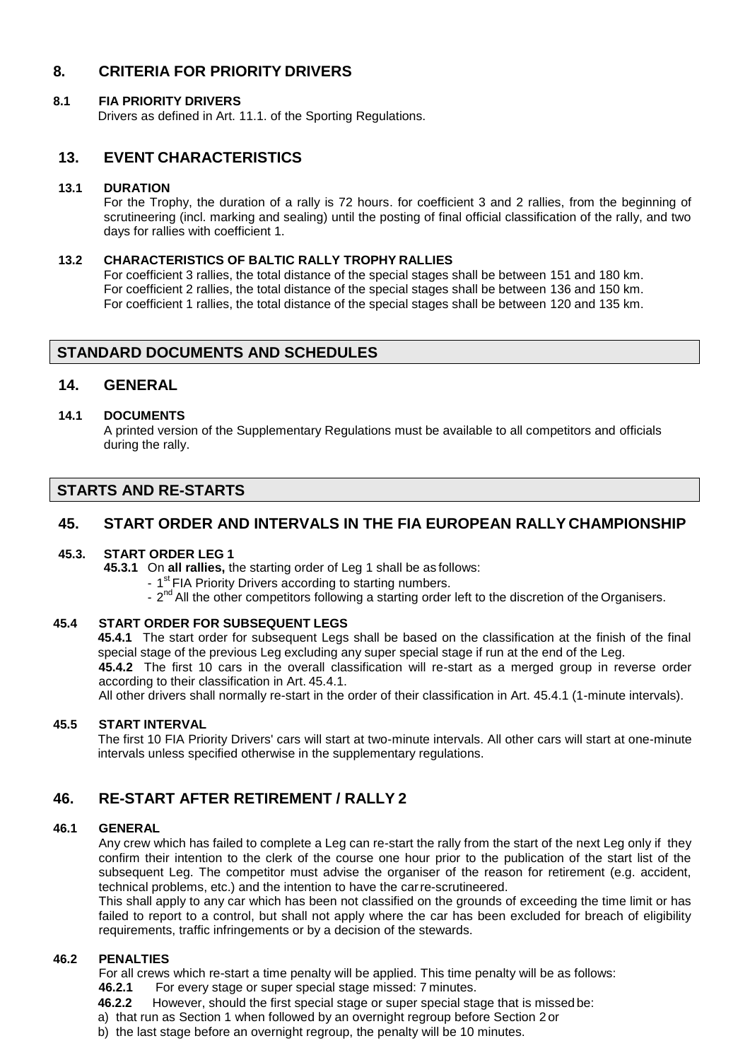## 8. CRITERIA FOR PRIORITY DRIVERS

### 8.1 FIA PRIORITY DRIVERS

Drivers as defined in Art. 11.1. of the Sporting Regulations.

## 13. EVENT CHARACTERISTICS

### 13.1 DURATION

For the Trophy, the duration of a rally is 72 hours. for coefficient 3 and 2 rallies, from the beginning of scrutineering (incl. marking and sealing) until the posting of final official classification of the rally, and two days for rallies with coefficient 1.

### 13.2 CHARACTERISTICS OF BALTIC RALLY TROPHY RALLIES

For coefficient 3 rallies, the total distance of the special stages shall be between 151 and 180 km.
For coefficient 2 rallies, the total distance of the special stages shall be between 136 and 150 km.
For coefficient 1 rallies, the total distance of the special stages shall be between 120 and 135 km.

# STANDARD DOCUMENTS AND SCHEDULES

## 14. GENERAL

### 14.1 DOCUMENTS

A printed version of the Supplementary Regulations must be available to all competitors and officials during the rally.

# STARTS AND RE-STARTS

## 45. START ORDER AND INTERVALS IN THE FIA EUROPEAN RALLY CHAMPIONSHIP

### 45.3. START ORDER LEG 1

**45.3.1** On **all rallies,** the starting order of Leg 1 shall be as follows:

- 1st FIA Priority Drivers according to starting numbers.
- 2nd All the other competitors following a starting order left to the discretion of the Organisers.

### 45.4 START ORDER FOR SUBSEQUENT LEGS

**45.4.1** The start order for subsequent Legs shall be based on the classification at the finish of the final special stage of the previous Leg excluding any super special stage if run at the end of the Leg.

**45.4.2** The first 10 cars in the overall classification will re-start as a merged group in reverse order according to their classification in Art. 45.4.1.

All other drivers shall normally re-start in the order of their classification in Art. 45.4.1 (1-minute intervals).

### 45.5 START INTERVAL

The first 10 FIA Priority Drivers' cars will start at two-minute intervals. All other cars will start at one-minute intervals unless specified otherwise in the supplementary regulations.

## 46. RE-START AFTER RETIREMENT / RALLY 2

### 46.1 GENERAL

Any crew which has failed to complete a Leg can re-start the rally from the start of the next Leg only if they confirm their intention to the clerk of the course one hour prior to the publication of the start list of the subsequent Leg. The competitor must advise the organiser of the reason for retirement (e.g. accident, technical problems, etc.) and the intention to have the car re-scrutineered.

This shall apply to any car which has been not classified on the grounds of exceeding the time limit or has failed to report to a control, but shall not apply where the car has been excluded for breach of eligibility requirements, traffic infringements or by a decision of the stewards.

### 46.2 PENALTIES

For all crews which re-start a time penalty will be applied. This time penalty will be as follows:

**46.2.1** For every stage or super special stage missed: 7 minutes.

**46.2.2** However, should the first special stage or super special stage that is missed be:

a) that run as Section 1 when followed by an overnight regroup before Section 2 or

b) the last stage before an overnight regroup, the penalty will be 10 minutes.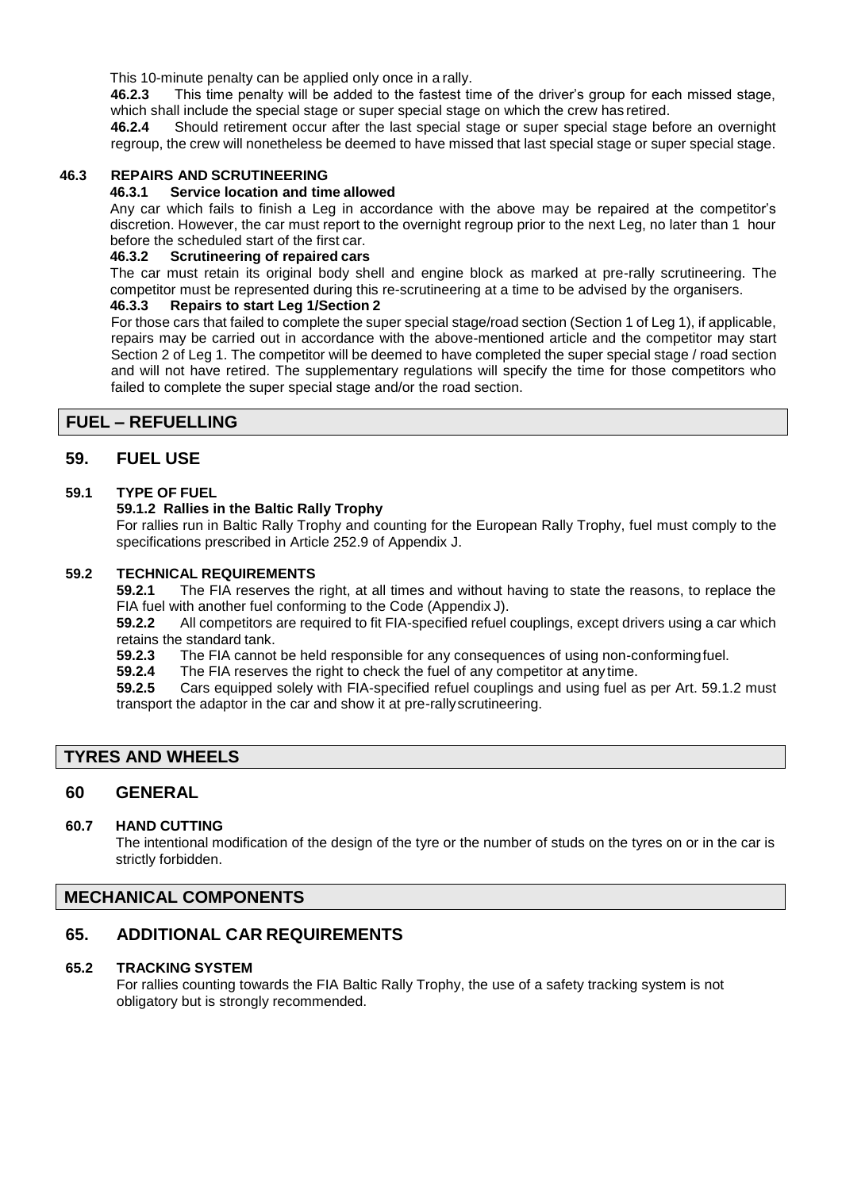This 10-minute penalty can be applied only once in a rally.

**46.2.3** This time penalty will be added to the fastest time of the driver's group for each missed stage, which shall include the special stage or super special stage on which the crew has retired.

**46.2.4** Should retirement occur after the last special stage or super special stage before an overnight regroup, the crew will nonetheless be deemed to have missed that last special stage or super special stage.

### 46.3 REPAIRS AND SCRUTINEERING

#### 46.3.1 Service location and time allowed

Any car which fails to finish a Leg in accordance with the above may be repaired at the competitor's discretion. However, the car must report to the overnight regroup prior to the next Leg, no later than 1 hour before the scheduled start of the first car.

#### 46.3.2 Scrutineering of repaired cars

The car must retain its original body shell and engine block as marked at pre-rally scrutineering. The competitor must be represented during this re-scrutineering at a time to be advised by the organisers.

#### 46.3.3 Repairs to start Leg 1/Section 2

For those cars that failed to complete the super special stage/road section (Section 1 of Leg 1), if applicable, repairs may be carried out in accordance with the above-mentioned article and the competitor may start Section 2 of Leg 1. The competitor will be deemed to have completed the super special stage / road section and will not have retired. The supplementary regulations will specify the time for those competitors who failed to complete the super special stage and/or the road section.

# FUEL – REFUELLING

## 59. FUEL USE

### 59.1 TYPE OF FUEL

#### 59.1.2 Rallies in the Baltic Rally Trophy

For rallies run in Baltic Rally Trophy and counting for the European Rally Trophy, fuel must comply to the specifications prescribed in Article 252.9 of Appendix J.

### 59.2 TECHNICAL REQUIREMENTS

**59.2.1** The FIA reserves the right, at all times and without having to state the reasons, to replace the FIA fuel with another fuel conforming to the Code (Appendix J).

**59.2.2** All competitors are required to fit FIA-specified refuel couplings, except drivers using a car which retains the standard tank.

**59.2.3** The FIA cannot be held responsible for any consequences of using non-conforming fuel.

**59.2.4** The FIA reserves the right to check the fuel of any competitor at any time.

**59.2.5** Cars equipped solely with FIA-specified refuel couplings and using fuel as per Art. 59.1.2 must transport the adaptor in the car and show it at pre-rally scrutineering.

# TYRES AND WHEELS

## 60 GENERAL

### 60.7 HAND CUTTING

The intentional modification of the design of the tyre or the number of studs on the tyres on or in the car is strictly forbidden.

# MECHANICAL COMPONENTS

## 65. ADDITIONAL CAR REQUIREMENTS

### 65.2 TRACKING SYSTEM

For rallies counting towards the FIA Baltic Rally Trophy, the use of a safety tracking system is not obligatory but is strongly recommended.